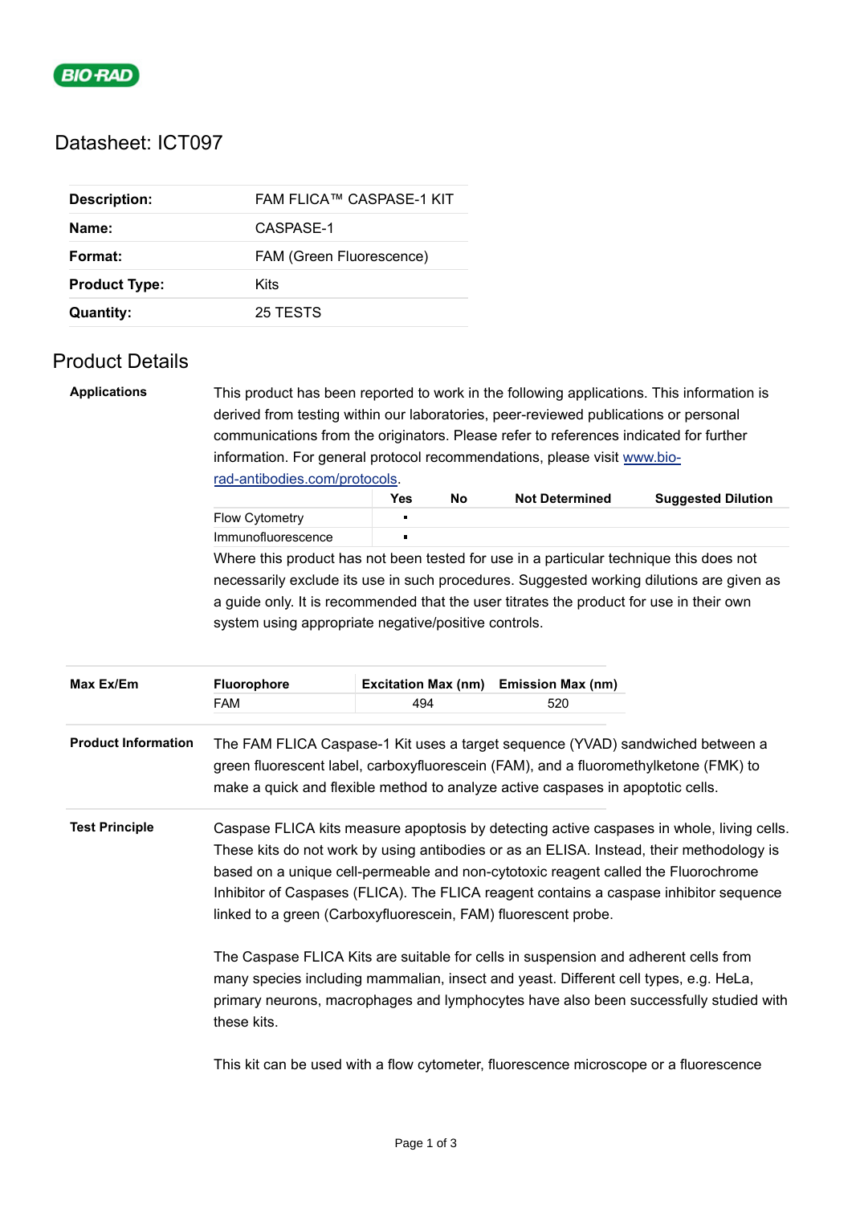BIO-RAD

# Datasheet: ICT097

| | |
|---|---|
| **Description:** | FAM FLICA™ CASPASE-1 KIT |
| **Name:** | CASPASE-1 |
| **Format:** | FAM (Green Fluorescence) |
| **Product Type:** | Kits |
| **Quantity:** | 25 TESTS |

## Product Details

**Applications**

This product has been reported to work in the following applications. This information is derived from testing within our laboratories, peer-reviewed publications or personal communications from the originators. Please refer to references indicated for further information. For general protocol recommendations, please visit www.bio-rad-antibodies.com/protocols.

| | Yes | No | Not Determined | Suggested Dilution |
|---|---|---|---|---|
| Flow Cytometry | ▪ | | | |
| Immunofluorescence | ▪ | | | |

Where this product has not been tested for use in a particular technique this does not necessarily exclude its use in such procedures. Suggested working dilutions are given as a guide only. It is recommended that the user titrates the product for use in their own system using appropriate negative/positive controls.

**Max Ex/Em**

| Fluorophore | Excitation Max (nm) | Emission Max (nm) |
|---|---|---|
| FAM | 494 | 520 |

**Product Information**

The FAM FLICA Caspase-1 Kit uses a target sequence (YVAD) sandwiched between a green fluorescent label, carboxyfluorescein (FAM), and a fluoromethylketone (FMK) to make a quick and flexible method to analyze active caspases in apoptotic cells.

**Test Principle**

Caspase FLICA kits measure apoptosis by detecting active caspases in whole, living cells. These kits do not work by using antibodies or as an ELISA. Instead, their methodology is based on a unique cell-permeable and non-cytotoxic reagent called the Fluorochrome Inhibitor of Caspases (FLICA). The FLICA reagent contains a caspase inhibitor sequence linked to a green (Carboxyfluorescein, FAM) fluorescent probe.

The Caspase FLICA Kits are suitable for cells in suspension and adherent cells from many species including mammalian, insect and yeast. Different cell types, e.g. HeLa, primary neurons, macrophages and lymphocytes have also been successfully studied with these kits.

This kit can be used with a flow cytometer, fluorescence microscope or a fluorescence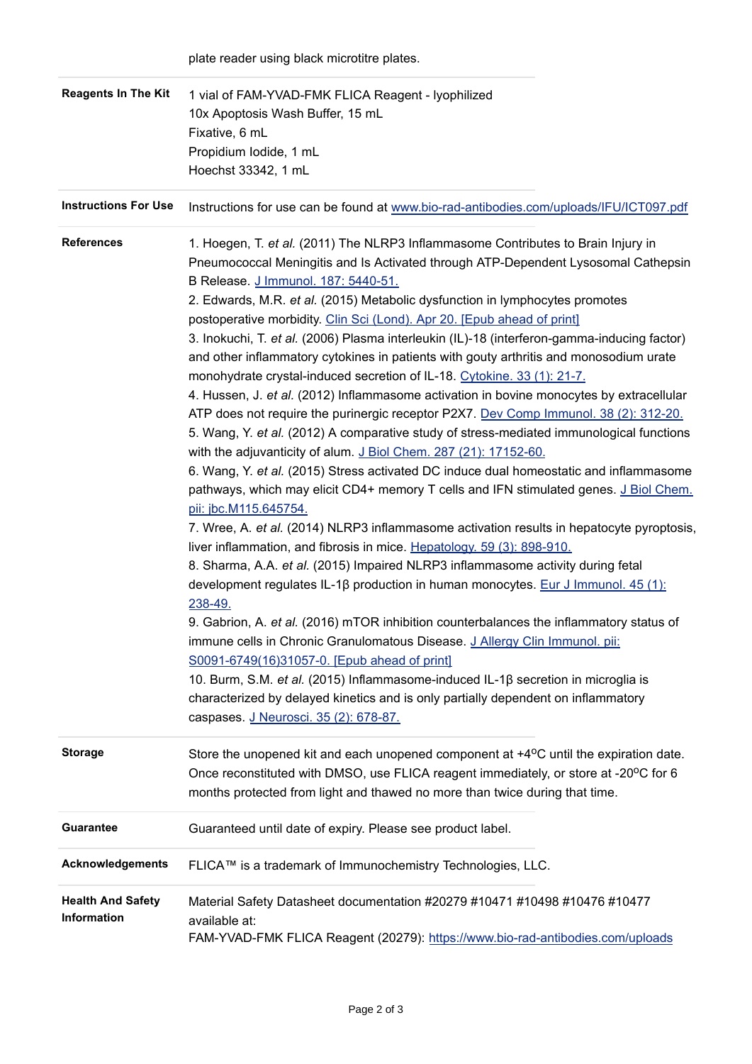plate reader using black microtitre plates.

| | |
|---|---|
| **Reagents In The Kit** | 1 vial of FAM-YVAD-FMK FLICA Reagent - lyophilized<br>10x Apoptosis Wash Buffer, 15 mL<br>Fixative, 6 mL<br>Propidium Iodide, 1 mL<br>Hoechst 33342, 1 mL |
| **Instructions For Use** | Instructions for use can be found at www.bio-rad-antibodies.com/uploads/IFU/ICT097.pdf |
| **References** | 1. Hoegen, T. *et al.* (2011) The NLRP3 Inflammasome Contributes to Brain Injury in Pneumococcal Meningitis and Is Activated through ATP-Dependent Lysosomal Cathepsin B Release. J Immunol. 187: 5440-51.<br>2. Edwards, M.R. *et al.* (2015) Metabolic dysfunction in lymphocytes promotes postoperative morbidity. Clin Sci (Lond). Apr 20. [Epub ahead of print]<br>3. Inokuchi, T. *et al.* (2006) Plasma interleukin (IL)-18 (interferon-gamma-inducing factor) and other inflammatory cytokines in patients with gouty arthritis and monosodium urate monohydrate crystal-induced secretion of IL-18. Cytokine. 33 (1): 21-7.<br>4. Hussen, J. *et al.* (2012) Inflammasome activation in bovine monocytes by extracellular ATP does not require the purinergic receptor P2X7. Dev Comp Immunol. 38 (2): 312-20.<br>5. Wang, Y. *et al.* (2012) A comparative study of stress-mediated immunological functions with the adjuvanticity of alum. J Biol Chem. 287 (21): 17152-60.<br>6. Wang, Y. *et al.* (2015) Stress activated DC induce dual homeostatic and inflammasome pathways, which may elicit CD4+ memory T cells and IFN stimulated genes. J Biol Chem. pii: jbc.M115.645754.<br>7. Wree, A. *et al.* (2014) NLRP3 inflammasome activation results in hepatocyte pyroptosis, liver inflammation, and fibrosis in mice. Hepatology. 59 (3): 898-910.<br>8. Sharma, A.A. *et al.* (2015) Impaired NLRP3 inflammasome activity during fetal development regulates IL-1β production in human monocytes. Eur J Immunol. 45 (1): 238-49.<br>9. Gabrion, A. *et al.* (2016) mTOR inhibition counterbalances the inflammatory status of immune cells in Chronic Granulomatous Disease. J Allergy Clin Immunol. pii: S0091-6749(16)31057-0. [Epub ahead of print]<br>10. Burm, S.M. *et al.* (2015) Inflammasome-induced IL-1β secretion in microglia is characterized by delayed kinetics and is only partially dependent on inflammatory caspases. J Neurosci. 35 (2): 678-87. |
| **Storage** | Store the unopened kit and each unopened component at +4°C until the expiration date. Once reconstituted with DMSO, use FLICA reagent immediately, or store at -20°C for 6 months protected from light and thawed no more than twice during that time. |
| **Guarantee** | Guaranteed until date of expiry. Please see product label. |
| **Acknowledgements** | FLICA™ is a trademark of Immunochemistry Technologies, LLC. |
| **Health And Safety Information** | Material Safety Datasheet documentation #20279 #10471 #10498 #10476 #10477 available at:<br>FAM-YVAD-FMK FLICA Reagent (20279): https://www.bio-rad-antibodies.com/uploads |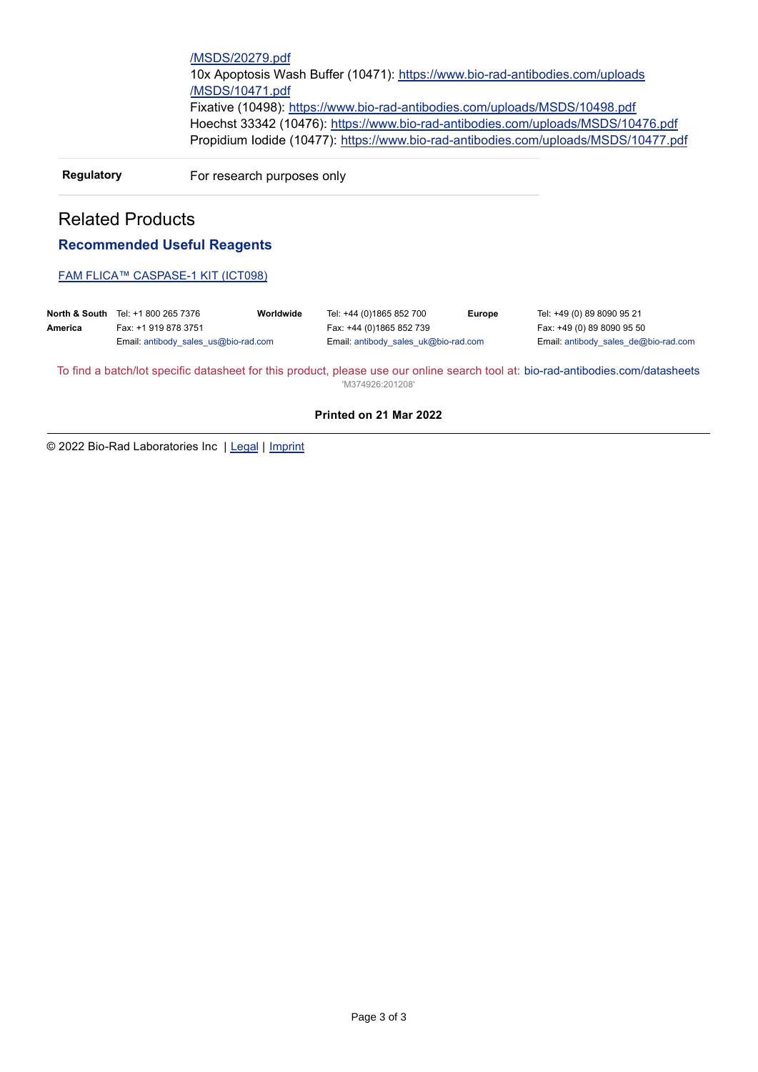/MSDS/20279.pdf
10x Apoptosis Wash Buffer (10471): https://www.bio-rad-antibodies.com/uploads/MSDS/10471.pdf
Fixative (10498): https://www.bio-rad-antibodies.com/uploads/MSDS/10498.pdf
Hoechst 33342 (10476): https://www.bio-rad-antibodies.com/uploads/MSDS/10476.pdf
Propidium Iodide (10477): https://www.bio-rad-antibodies.com/uploads/MSDS/10477.pdf

| | |
|---|---|
| **Regulatory** | For research purposes only |

## Related Products

### Recommended Useful Reagents

FAM FLICA™ CASPASE-1 KIT (ICT098)

| | | | | | |
|---|---|---|---|---|---|
| **North & South America** | Tel: +1 800 265 7376<br>Fax: +1 919 878 3751<br>Email: antibody_sales_us@bio-rad.com | **Worldwide** | Tel: +44 (0)1865 852 700<br>Fax: +44 (0)1865 852 739<br>Email: antibody_sales_uk@bio-rad.com | **Europe** | Tel: +49 (0) 89 8090 95 21<br>Fax: +49 (0) 89 8090 95 50<br>Email: antibody_sales_de@bio-rad.com |

To find a batch/lot specific datasheet for this product, please use our online search tool at: bio-rad-antibodies.com/datasheets

'M374926:201208'

**Printed on 21 Mar 2022**

© 2022 Bio-Rad Laboratories Inc | Legal | Imprint